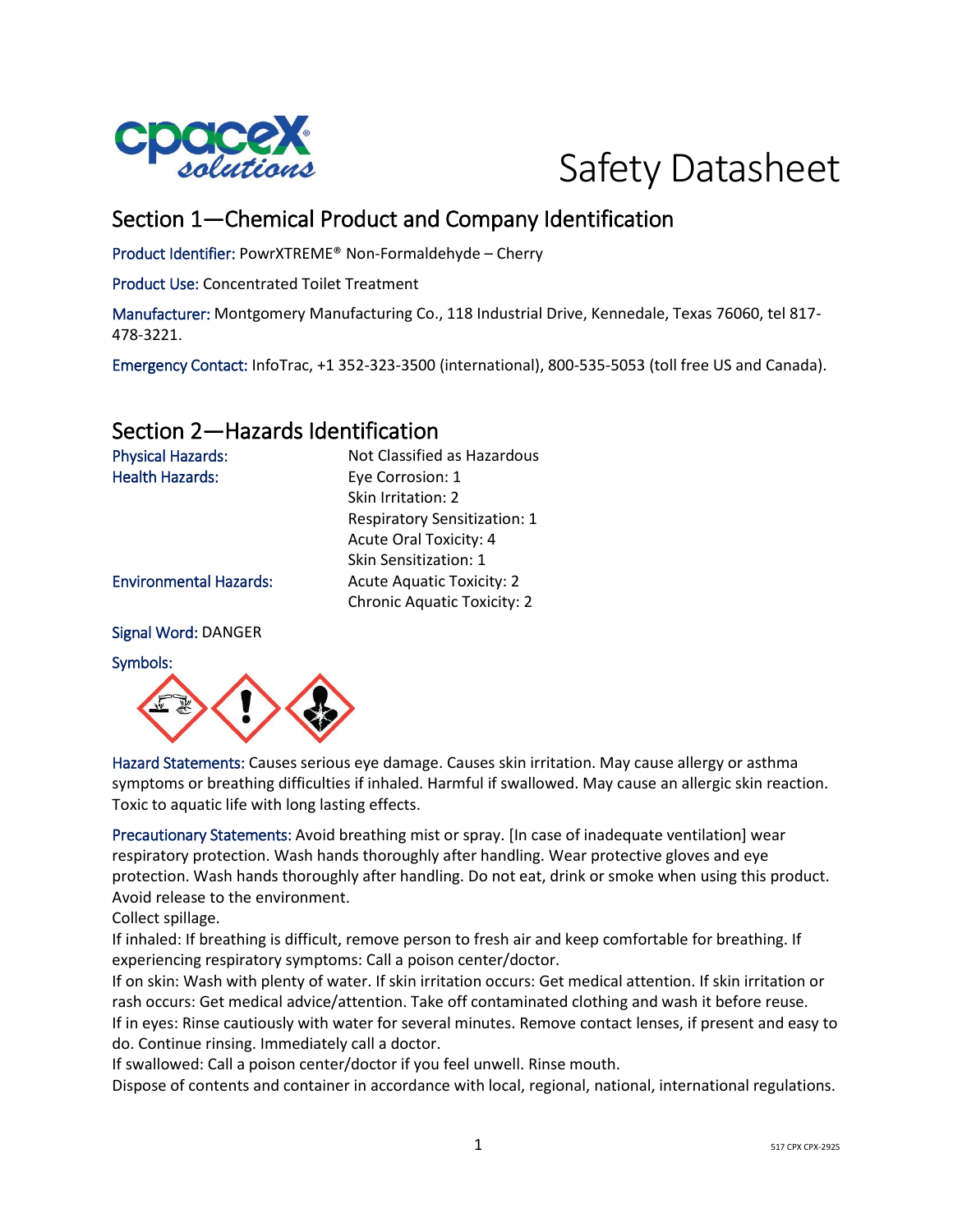# Safety Datasheet

## Section 1—Chemical Product and Company Identification

Product Identifier: PowrXTREME® Non-Formaldehyde – Cherry

Product Use: Concentrated Toilet Treatment

Manufacturer: Montgomery Manufacturing Co., 118 Industrial Drive, Kennedale, Texas 76060, tel 817-478-3221.

Emergency Contact: InfoTrac, +1 352-323-3500 (international), 800-535-5053 (toll free US and Canada).

## Section 2—Hazards Identification

| | |
|---|---|
| Physical Hazards: | Not Classified as Hazardous |
| Health Hazards: | Eye Corrosion: 1 |
| | Skin Irritation: 2 |
| | Respiratory Sensitization: 1 |
| | Acute Oral Toxicity: 4 |
| | Skin Sensitization: 1 |
| Environmental Hazards: | Acute Aquatic Toxicity: 2 |
| | Chronic Aquatic Toxicity: 2 |

Signal Word: DANGER

Symbols:

Hazard Statements: Causes serious eye damage. Causes skin irritation. May cause allergy or asthma symptoms or breathing difficulties if inhaled. Harmful if swallowed. May cause an allergic skin reaction. Toxic to aquatic life with long lasting effects.

Precautionary Statements: Avoid breathing mist or spray. [In case of inadequate ventilation] wear respiratory protection. Wash hands thoroughly after handling. Wear protective gloves and eye protection. Wash hands thoroughly after handling. Do not eat, drink or smoke when using this product. Avoid release to the environment.

Collect spillage.

If inhaled: If breathing is difficult, remove person to fresh air and keep comfortable for breathing. If experiencing respiratory symptoms: Call a poison center/doctor.

If on skin: Wash with plenty of water. If skin irritation occurs: Get medical attention. If skin irritation or rash occurs: Get medical advice/attention. Take off contaminated clothing and wash it before reuse.

If in eyes: Rinse cautiously with water for several minutes. Remove contact lenses, if present and easy to do. Continue rinsing. Immediately call a doctor.

If swallowed: Call a poison center/doctor if you feel unwell. Rinse mouth.

Dispose of contents and container in accordance with local, regional, national, international regulations.

517 CPX CPX-2925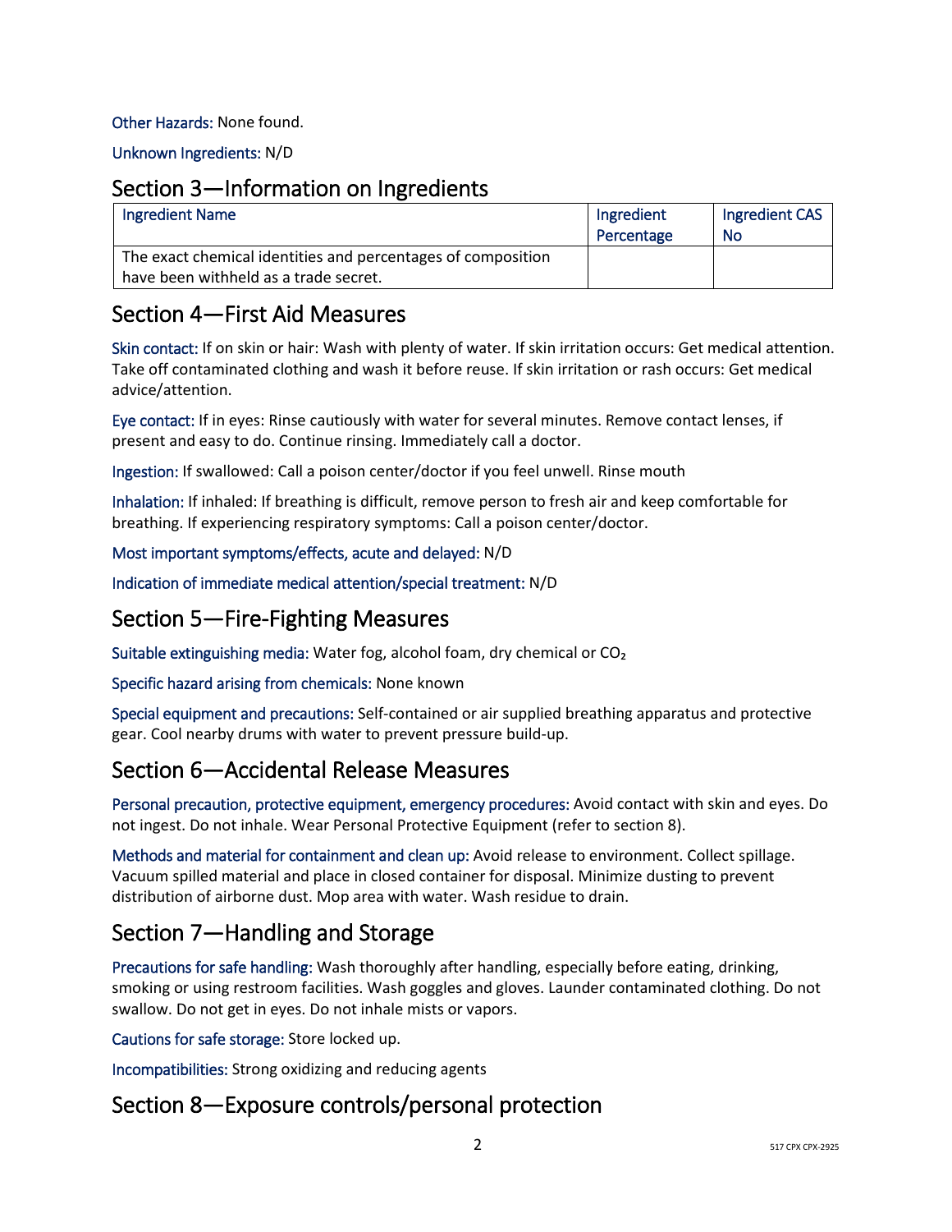**Other Hazards:** None found.

**Unknown Ingredients:** N/D

## Section 3—Information on Ingredients

| Ingredient Name | Ingredient Percentage | Ingredient CAS No |
|---|---|---|
| The exact chemical identities and percentages of composition have been withheld as a trade secret. | | |

## Section 4—First Aid Measures

**Skin contact:** If on skin or hair: Wash with plenty of water. If skin irritation occurs: Get medical attention. Take off contaminated clothing and wash it before reuse. If skin irritation or rash occurs: Get medical advice/attention.

**Eye contact:** If in eyes: Rinse cautiously with water for several minutes. Remove contact lenses, if present and easy to do. Continue rinsing. Immediately call a doctor.

**Ingestion:** If swallowed: Call a poison center/doctor if you feel unwell. Rinse mouth

**Inhalation:** If inhaled: If breathing is difficult, remove person to fresh air and keep comfortable for breathing. If experiencing respiratory symptoms: Call a poison center/doctor.

**Most important symptoms/effects, acute and delayed:** N/D

**Indication of immediate medical attention/special treatment:** N/D

## Section 5—Fire-Fighting Measures

**Suitable extinguishing media:** Water fog, alcohol foam, dry chemical or $CO_2$

**Specific hazard arising from chemicals:** None known

**Special equipment and precautions:** Self-contained or air supplied breathing apparatus and protective gear. Cool nearby drums with water to prevent pressure build-up.

## Section 6—Accidental Release Measures

**Personal precaution, protective equipment, emergency procedures:** Avoid contact with skin and eyes. Do not ingest. Do not inhale. Wear Personal Protective Equipment (refer to section 8).

**Methods and material for containment and clean up:** Avoid release to environment. Collect spillage. Vacuum spilled material and place in closed container for disposal. Minimize dusting to prevent distribution of airborne dust. Mop area with water. Wash residue to drain.

## Section 7—Handling and Storage

**Precautions for safe handling:** Wash thoroughly after handling, especially before eating, drinking, smoking or using restroom facilities. Wash goggles and gloves. Launder contaminated clothing. Do not swallow. Do not get in eyes. Do not inhale mists or vapors.

**Cautions for safe storage:** Store locked up.

**Incompatibilities:** Strong oxidizing and reducing agents

## Section 8—Exposure controls/personal protection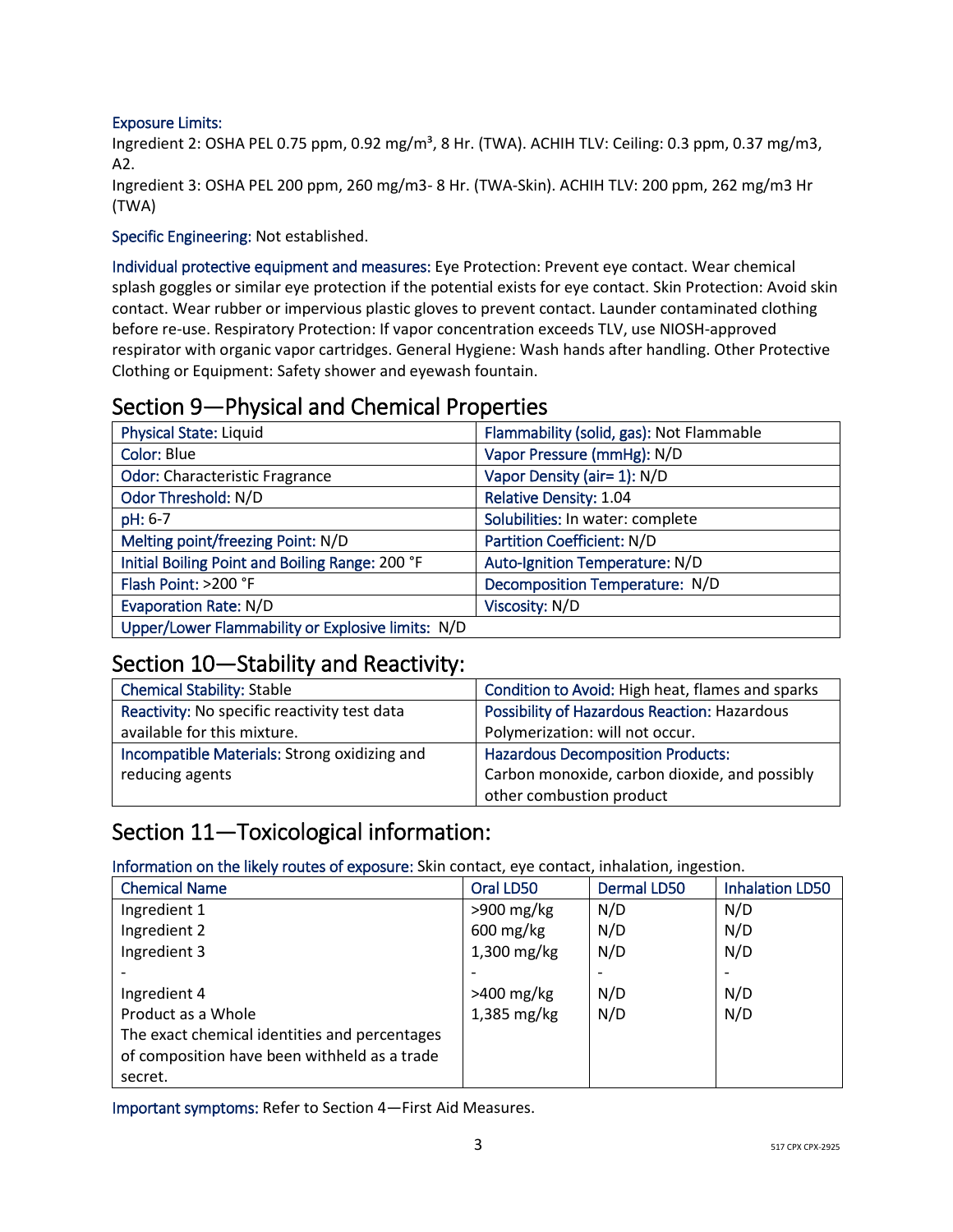Exposure Limits:
Ingredient 2: OSHA PEL 0.75 ppm, 0.92 mg/m³, 8 Hr. (TWA). ACHIH TLV: Ceiling: 0.3 ppm, 0.37 mg/m3, A2.
Ingredient 3: OSHA PEL 200 ppm, 260 mg/m3- 8 Hr. (TWA-Skin). ACHIH TLV: 200 ppm, 262 mg/m3 Hr (TWA)

Specific Engineering: Not established.

Individual protective equipment and measures: Eye Protection: Prevent eye contact. Wear chemical splash goggles or similar eye protection if the potential exists for eye contact. Skin Protection: Avoid skin contact. Wear rubber or impervious plastic gloves to prevent contact. Launder contaminated clothing before re-use. Respiratory Protection: If vapor concentration exceeds TLV, use NIOSH-approved respirator with organic vapor cartridges. General Hygiene: Wash hands after handling. Other Protective Clothing or Equipment: Safety shower and eyewash fountain.

## Section 9—Physical and Chemical Properties

| | |
|---|---|
| Physical State: Liquid | Flammability (solid, gas): Not Flammable |
| Color: Blue | Vapor Pressure (mmHg): N/D |
| Odor: Characteristic Fragrance | Vapor Density (air= 1): N/D |
| Odor Threshold: N/D | Relative Density: 1.04 |
| pH: 6-7 | Solubilities: In water: complete |
| Melting point/freezing Point: N/D | Partition Coefficient: N/D |
| Initial Boiling Point and Boiling Range: 200 °F | Auto-Ignition Temperature: N/D |
| Flash Point: >200 °F | Decomposition Temperature: N/D |
| Evaporation Rate: N/D | Viscosity: N/D |
| Upper/Lower Flammability or Explosive limits: N/D | |

## Section 10—Stability and Reactivity:

| | |
|---|---|
| Chemical Stability: Stable | Condition to Avoid: High heat, flames and sparks |
| Reactivity: No specific reactivity test data available for this mixture. | Possibility of Hazardous Reaction: Hazardous Polymerization: will not occur. |
| Incompatible Materials: Strong oxidizing and reducing agents | Hazardous Decomposition Products: Carbon monoxide, carbon dioxide, and possibly other combustion product |

## Section 11—Toxicological information:

Information on the likely routes of exposure: Skin contact, eye contact, inhalation, ingestion.

| Chemical Name | Oral LD50 | Dermal LD50 | Inhalation LD50 |
|---|---|---|---|
| Ingredient 1 | >900 mg/kg | N/D | N/D |
| Ingredient 2 | 600 mg/kg | N/D | N/D |
| Ingredient 3 | 1,300 mg/kg | N/D | N/D |
| - | - | - | - |
| Ingredient 4 | >400 mg/kg | N/D | N/D |
| Product as a Whole | 1,385 mg/kg | N/D | N/D |
| The exact chemical identities and percentages of composition have been withheld as a trade secret. | | | |

Important symptoms: Refer to Section 4—First Aid Measures.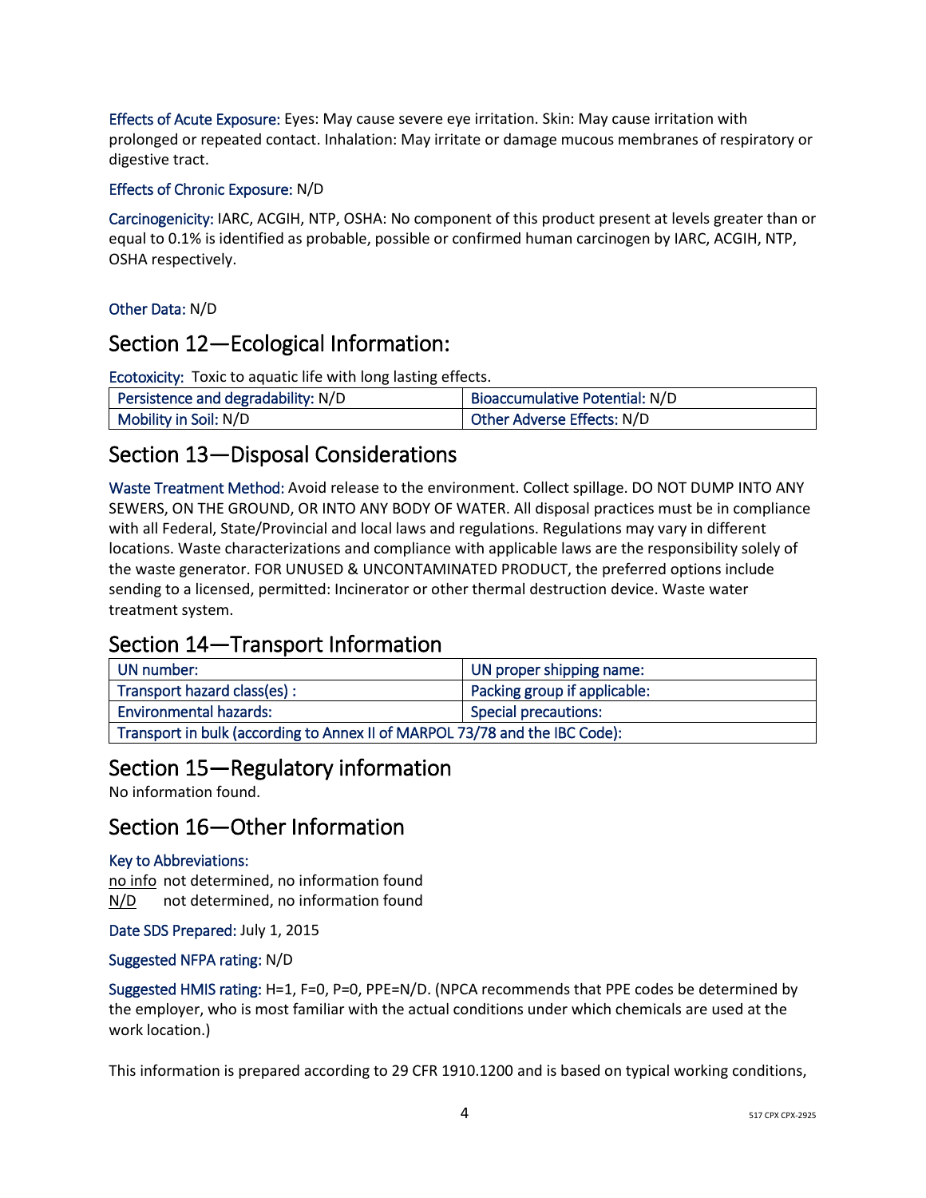**Effects of Acute Exposure:** Eyes: May cause severe eye irritation. Skin: May cause irritation with prolonged or repeated contact. Inhalation: May irritate or damage mucous membranes of respiratory or digestive tract.

**Effects of Chronic Exposure:** N/D

**Carcinogenicity:** IARC, ACGIH, NTP, OSHA: No component of this product present at levels greater than or equal to 0.1% is identified as probable, possible or confirmed human carcinogen by IARC, ACGIH, NTP, OSHA respectively.

**Other Data:** N/D

## Section 12—Ecological Information:

**Ecotoxicity:** Toxic to aquatic life with long lasting effects.

| Persistence and degradability: N/D | Bioaccumulative Potential: N/D |
|---|---|
| Mobility in Soil: N/D | Other Adverse Effects: N/D |

## Section 13—Disposal Considerations

**Waste Treatment Method:** Avoid release to the environment. Collect spillage. DO NOT DUMP INTO ANY SEWERS, ON THE GROUND, OR INTO ANY BODY OF WATER. All disposal practices must be in compliance with all Federal, State/Provincial and local laws and regulations. Regulations may vary in different locations. Waste characterizations and compliance with applicable laws are the responsibility solely of the waste generator. FOR UNUSED & UNCONTAMINATED PRODUCT, the preferred options include sending to a licensed, permitted: Incinerator or other thermal destruction device. Waste water treatment system.

## Section 14—Transport Information

| UN number: | UN proper shipping name: |
|---|---|
| Transport hazard class(es) : | Packing group if applicable: |
| Environmental hazards: | Special precautions: |
| Transport in bulk (according to Annex II of MARPOL 73/78 and the IBC Code): | |

## Section 15—Regulatory information

No information found.

## Section 16—Other Information

**Key to Abbreviations:**

no info  not determined, no information found
N/D  not determined, no information found

**Date SDS Prepared:** July 1, 2015

**Suggested NFPA rating:** N/D

**Suggested HMIS rating:** H=1, F=0, P=0, PPE=N/D. (NPCA recommends that PPE codes be determined by the employer, who is most familiar with the actual conditions under which chemicals are used at the work location.)

This information is prepared according to 29 CFR 1910.1200 and is based on typical working conditions,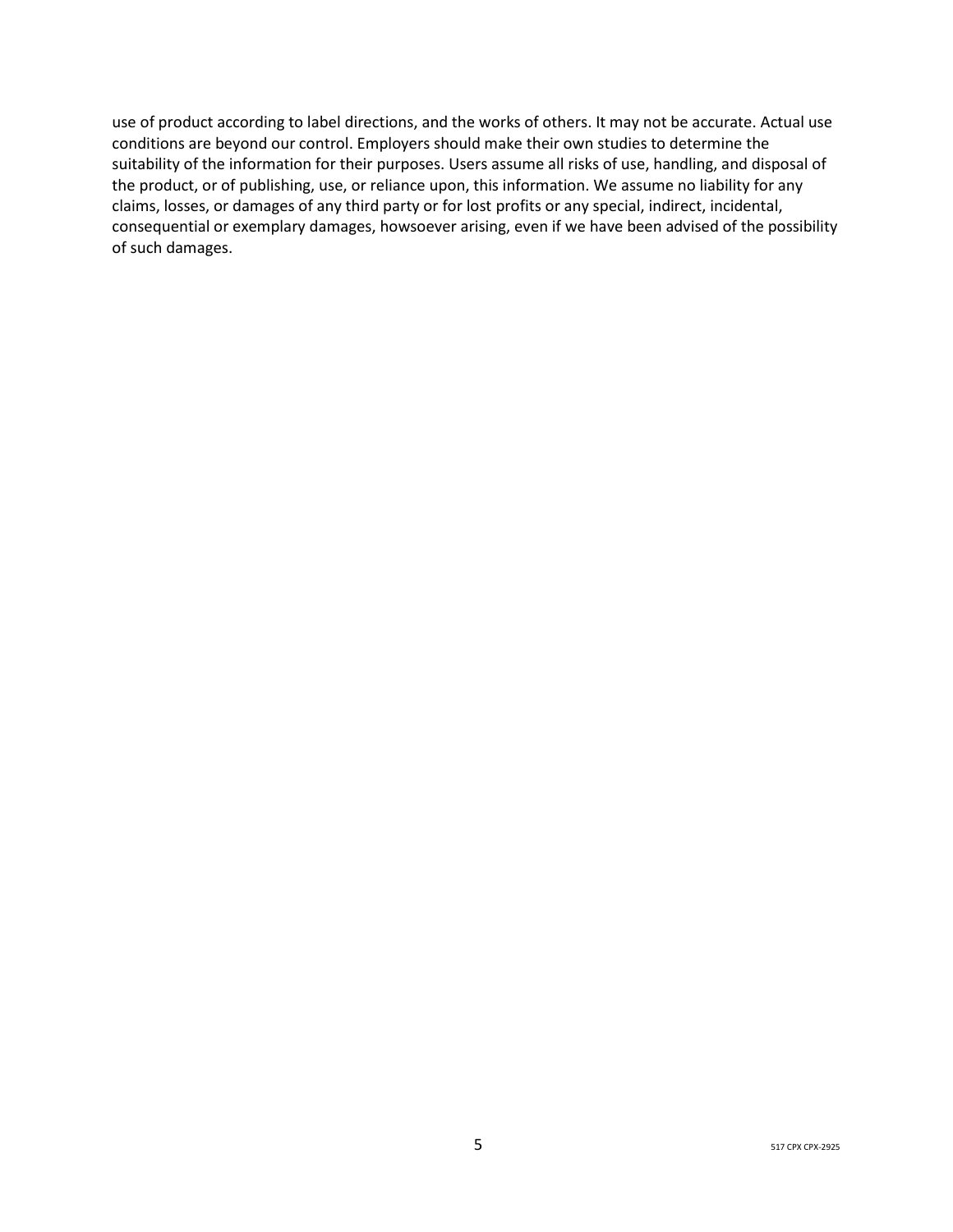use of product according to label directions, and the works of others. It may not be accurate. Actual use conditions are beyond our control. Employers should make their own studies to determine the suitability of the information for their purposes. Users assume all risks of use, handling, and disposal of the product, or of publishing, use, or reliance upon, this information. We assume no liability for any claims, losses, or damages of any third party or for lost profits or any special, indirect, incidental, consequential or exemplary damages, howsoever arising, even if we have been advised of the possibility of such damages.